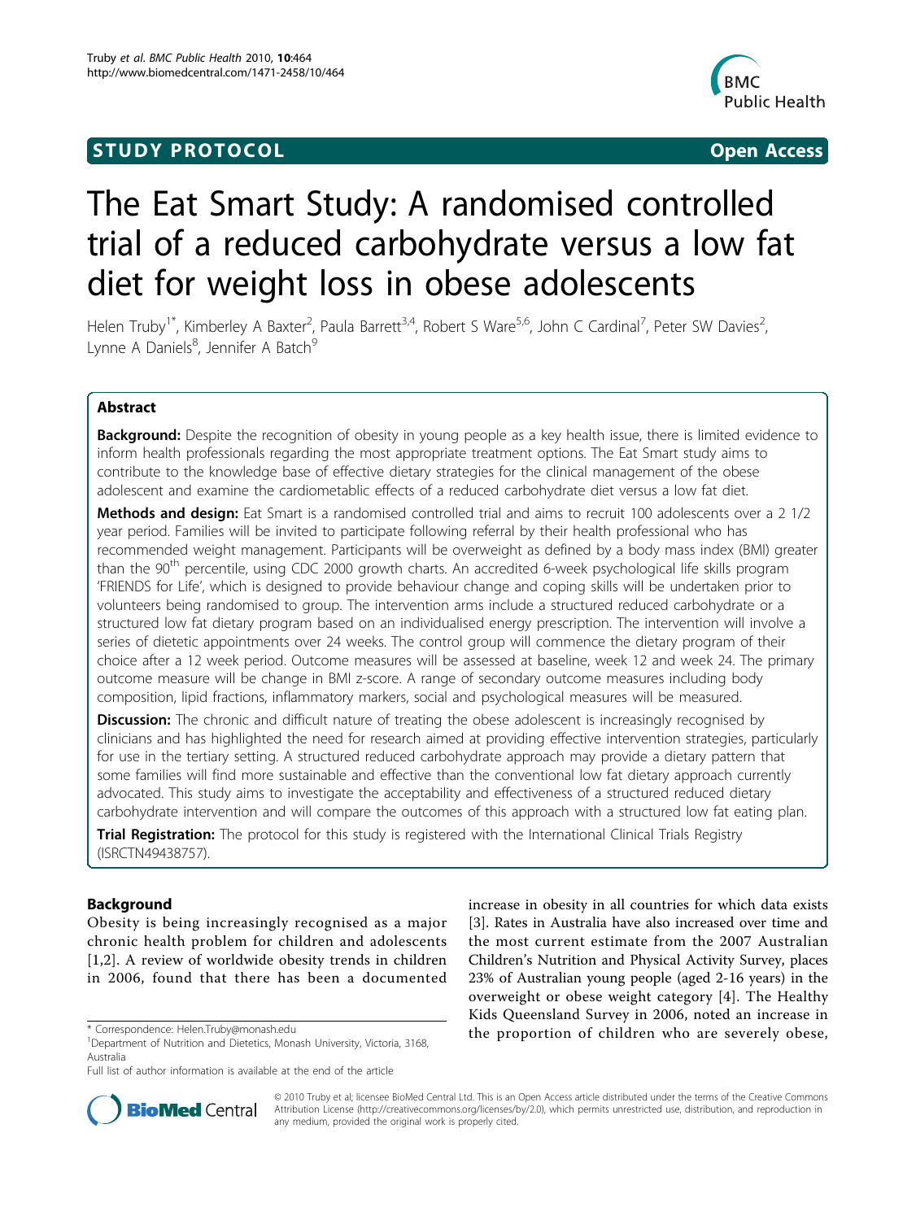STUDY PROTOCOL Open Access

# The Eat Smart Study: A randomised controlled trial of a reduced carbohydrate versus a low fat diet for weight loss in obese adolescents

Helen Truby[1*], Kimberley A Baxter[2], Paula Barrett[3,4], Robert S Ware[5,6], John C Cardinal[7], Peter SW Davies[2], Lynne A Daniels[8], Jennifer A Batch[9]

## Abstract

**Background:** Despite the recognition of obesity in young people as a key health issue, there is limited evidence to inform health professionals regarding the most appropriate treatment options. The Eat Smart study aims to contribute to the knowledge base of effective dietary strategies for the clinical management of the obese adolescent and examine the cardiometabolic effects of a reduced carbohydrate diet versus a low fat diet.

**Methods and design:** Eat Smart is a randomised controlled trial and aims to recruit 100 adolescents over a 2 1/2 year period. Families will be invited to participate following referral by their health professional who has recommended weight management. Participants will be overweight as defined by a body mass index (BMI) greater than the 90th percentile, using CDC 2000 growth charts. An accredited 6-week psychological life skills program 'FRIENDS for Life', which is designed to provide behaviour change and coping skills will be undertaken prior to volunteers being randomised to group. The intervention arms include a structured reduced carbohydrate or a structured low fat dietary program based on an individualised energy prescription. The intervention will involve a series of dietetic appointments over 24 weeks. The control group will commence the dietary program of their choice after a 12 week period. Outcome measures will be assessed at baseline, week 12 and week 24. The primary outcome measure will be change in BMI z-score. A range of secondary outcome measures including body composition, lipid fractions, inflammatory markers, social and psychological measures will be measured.

**Discussion:** The chronic and difficult nature of treating the obese adolescent is increasingly recognised by clinicians and has highlighted the need for research aimed at providing effective intervention strategies, particularly for use in the tertiary setting. A structured reduced carbohydrate approach may provide a dietary pattern that some families will find more sustainable and effective than the conventional low fat dietary approach currently advocated. This study aims to investigate the acceptability and effectiveness of a structured reduced dietary carbohydrate intervention and will compare the outcomes of this approach with a structured low fat eating plan.

**Trial Registration:** The protocol for this study is registered with the International Clinical Trials Registry (ISRCTN49438757).

## Background

Obesity is being increasingly recognised as a major chronic health problem for children and adolescents [1,2]. A review of worldwide obesity trends in children in 2006, found that there has been a documented increase in obesity in all countries for which data exists [3]. Rates in Australia have also increased over time and the most current estimate from the 2007 Australian Children's Nutrition and Physical Activity Survey, places 23% of Australian young people (aged 2-16 years) in the overweight or obese weight category [4]. The Healthy Kids Queensland Survey in 2006, noted an increase in the proportion of children who are severely obese,

* Correspondence: Helen.Truby@monash.edu
[1]Department of Nutrition and Dietetics, Monash University, Victoria, 3168, Australia
Full list of author information is available at the end of the article

© 2010 Truby et al; licensee BioMed Central Ltd. This is an Open Access article distributed under the terms of the Creative Commons Attribution License (http://creativecommons.org/licenses/by/2.0), which permits unrestricted use, distribution, and reproduction in any medium, provided the original work is properly cited.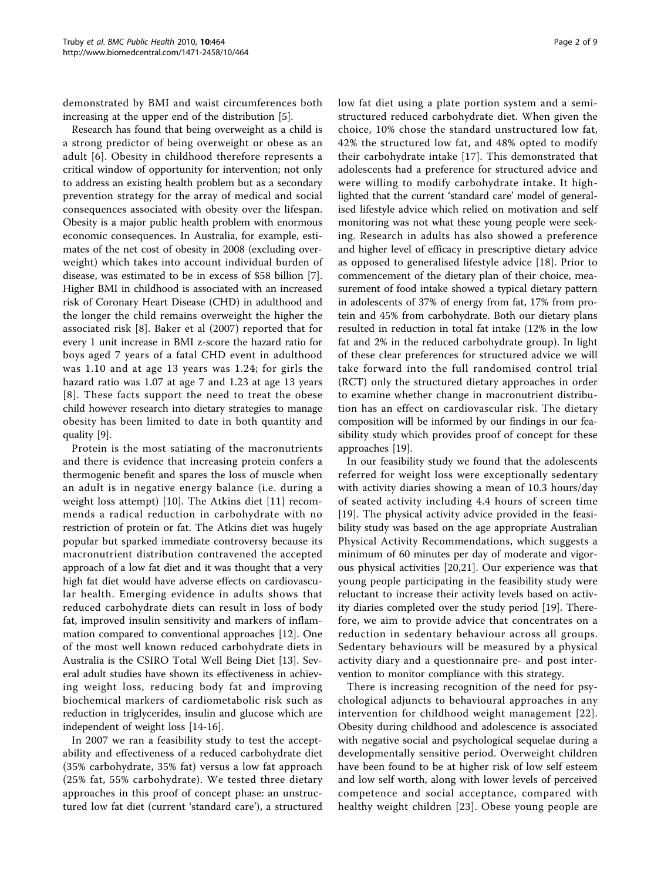demonstrated by BMI and waist circumferences both increasing at the upper end of the distribution [5].

Research has found that being overweight as a child is a strong predictor of being overweight or obese as an adult [6]. Obesity in childhood therefore represents a critical window of opportunity for intervention; not only to address an existing health problem but as a secondary prevention strategy for the array of medical and social consequences associated with obesity over the lifespan. Obesity is a major public health problem with enormous economic consequences. In Australia, for example, estimates of the net cost of obesity in 2008 (excluding overweight) which takes into account individual burden of disease, was estimated to be in excess of \$58 billion [7]. Higher BMI in childhood is associated with an increased risk of Coronary Heart Disease (CHD) in adulthood and the longer the child remains overweight the higher the associated risk [8]. Baker et al (2007) reported that for every 1 unit increase in BMI z-score the hazard ratio for boys aged 7 years of a fatal CHD event in adulthood was 1.10 and at age 13 years was 1.24; for girls the hazard ratio was 1.07 at age 7 and 1.23 at age 13 years [8]. These facts support the need to treat the obese child however research into dietary strategies to manage obesity has been limited to date in both quantity and quality [9].

Protein is the most satiating of the macronutrients and there is evidence that increasing protein confers a thermogenic benefit and spares the loss of muscle when an adult is in negative energy balance (i.e. during a weight loss attempt) [10]. The Atkins diet [11] recommends a radical reduction in carbohydrate with no restriction of protein or fat. The Atkins diet was hugely popular but sparked immediate controversy because its macronutrient distribution contravened the accepted approach of a low fat diet and it was thought that a very high fat diet would have adverse effects on cardiovascular health. Emerging evidence in adults shows that reduced carbohydrate diets can result in loss of body fat, improved insulin sensitivity and markers of inflammation compared to conventional approaches [12]. One of the most well known reduced carbohydrate diets in Australia is the CSIRO Total Well Being Diet [13]. Several adult studies have shown its effectiveness in achieving weight loss, reducing body fat and improving biochemical markers of cardiometabolic risk such as reduction in triglycerides, insulin and glucose which are independent of weight loss [14-16].

In 2007 we ran a feasibility study to test the acceptability and effectiveness of a reduced carbohydrate diet (35% carbohydrate, 35% fat) versus a low fat approach (25% fat, 55% carbohydrate). We tested three dietary approaches in this proof of concept phase: an unstructured low fat diet (current 'standard care'), a structured low fat diet using a plate portion system and a semi-structured reduced carbohydrate diet. When given the choice, 10% chose the standard unstructured low fat, 42% the structured low fat, and 48% opted to modify their carbohydrate intake [17]. This demonstrated that adolescents had a preference for structured advice and were willing to modify carbohydrate intake. It highlighted that the current 'standard care' model of generalised lifestyle advice which relied on motivation and self monitoring was not what these young people were seeking. Research in adults has also showed a preference and higher level of efficacy in prescriptive dietary advice as opposed to generalised lifestyle advice [18]. Prior to commencement of the dietary plan of their choice, measurement of food intake showed a typical dietary pattern in adolescents of 37% of energy from fat, 17% from protein and 45% from carbohydrate. Both our dietary plans resulted in reduction in total fat intake (12% in the low fat and 2% in the reduced carbohydrate group). In light of these clear preferences for structured advice we will take forward into the full randomised control trial (RCT) only the structured dietary approaches in order to examine whether change in macronutrient distribution has an effect on cardiovascular risk. The dietary composition will be informed by our findings in our feasibility study which provides proof of concept for these approaches [19].

In our feasibility study we found that the adolescents referred for weight loss were exceptionally sedentary with activity diaries showing a mean of 10.3 hours/day of seated activity including 4.4 hours of screen time [19]. The physical activity advice provided in the feasibility study was based on the age appropriate Australian Physical Activity Recommendations, which suggests a minimum of 60 minutes per day of moderate and vigorous physical activities [20,21]. Our experience was that young people participating in the feasibility study were reluctant to increase their activity levels based on activity diaries completed over the study period [19]. Therefore, we aim to provide advice that concentrates on a reduction in sedentary behaviour across all groups. Sedentary behaviours will be measured by a physical activity diary and a questionnaire pre- and post intervention to monitor compliance with this strategy.

There is increasing recognition of the need for psychological adjuncts to behavioural approaches in any intervention for childhood weight management [22]. Obesity during childhood and adolescence is associated with negative social and psychological sequelae during a developmentally sensitive period. Overweight children have been found to be at higher risk of low self esteem and low self worth, along with lower levels of perceived competence and social acceptance, compared with healthy weight children [23]. Obese young people are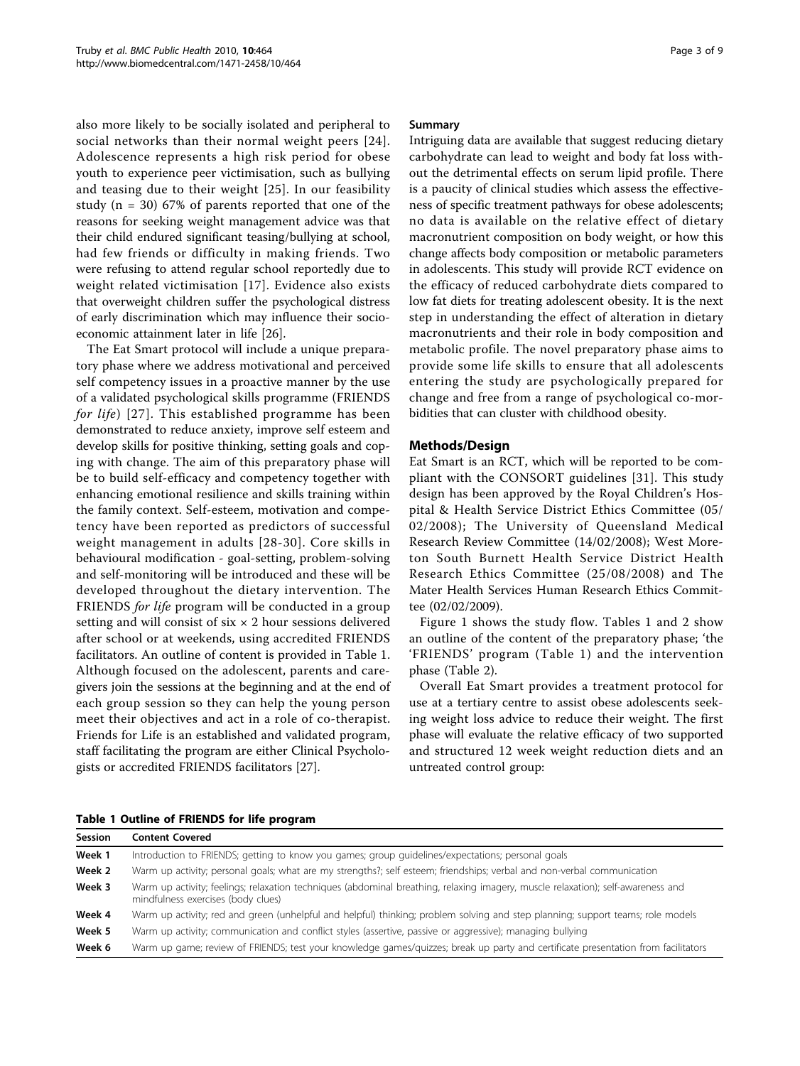also more likely to be socially isolated and peripheral to social networks than their normal weight peers [24]. Adolescence represents a high risk period for obese youth to experience peer victimisation, such as bullying and teasing due to their weight [25]. In our feasibility study (n = 30) 67% of parents reported that one of the reasons for seeking weight management advice was that their child endured significant teasing/bullying at school, had few friends or difficulty in making friends. Two were refusing to attend regular school reportedly due to weight related victimisation [17]. Evidence also exists that overweight children suffer the psychological distress of early discrimination which may influence their socioeconomic attainment later in life [26].

The Eat Smart protocol will include a unique preparatory phase where we address motivational and perceived self competency issues in a proactive manner by the use of a validated psychological skills programme (FRIENDS *for life*) [27]. This established programme has been demonstrated to reduce anxiety, improve self esteem and develop skills for positive thinking, setting goals and coping with change. The aim of this preparatory phase will be to build self-efficacy and competency together with enhancing emotional resilience and skills training within the family context. Self-esteem, motivation and competency have been reported as predictors of successful weight management in adults [28-30]. Core skills in behavioural modification - goal-setting, problem-solving and self-monitoring will be introduced and these will be developed throughout the dietary intervention. The FRIENDS *for life* program will be conducted in a group setting and will consist of six × 2 hour sessions delivered after school or at weekends, using accredited FRIENDS facilitators. An outline of content is provided in Table 1. Although focused on the adolescent, parents and caregivers join the sessions at the beginning and at the end of each group session so they can help the young person meet their objectives and act in a role of co-therapist. Friends for Life is an established and validated program, staff facilitating the program are either Clinical Psychologists or accredited FRIENDS facilitators [27].

### Summary

Intriguing data are available that suggest reducing dietary carbohydrate can lead to weight and body fat loss without the detrimental effects on serum lipid profile. There is a paucity of clinical studies which assess the effectiveness of specific treatment pathways for obese adolescents; no data is available on the relative effect of dietary macronutrient composition on body weight, or how this change affects body composition or metabolic parameters in adolescents. This study will provide RCT evidence on the efficacy of reduced carbohydrate diets compared to low fat diets for treating adolescent obesity. It is the next step in understanding the effect of alteration in dietary macronutrients and their role in body composition and metabolic profile. The novel preparatory phase aims to provide some life skills to ensure that all adolescents entering the study are psychologically prepared for change and free from a range of psychological co-morbidities that can cluster with childhood obesity.

## Methods/Design

Eat Smart is an RCT, which will be reported to be compliant with the CONSORT guidelines [31]. This study design has been approved by the Royal Children's Hospital & Health Service District Ethics Committee (05/02/2008); The University of Queensland Medical Research Review Committee (14/02/2008); West Moreton South Burnett Health Service District Health Research Ethics Committee (25/08/2008) and The Mater Health Services Human Research Ethics Committee (02/02/2009).

Figure 1 shows the study flow. Tables 1 and 2 show an outline of the content of the preparatory phase; 'the 'FRIENDS' program (Table 1) and the intervention phase (Table 2).

Overall Eat Smart provides a treatment protocol for use at a tertiary centre to assist obese adolescents seeking weight loss advice to reduce their weight. The first phase will evaluate the relative efficacy of two supported and structured 12 week weight reduction diets and an untreated control group:

**Table 1 Outline of FRIENDS for life program**

| Session | Content Covered |
|---|---|
| Week 1 | Introduction to FRIENDS; getting to know you games; group guidelines/expectations; personal goals |
| Week 2 | Warm up activity; personal goals; what are my strengths?; self esteem; friendships; verbal and non-verbal communication |
| Week 3 | Warm up activity; feelings; relaxation techniques (abdominal breathing, relaxing imagery, muscle relaxation); self-awareness and mindfulness exercises (body clues) |
| Week 4 | Warm up activity; red and green (unhelpful and helpful) thinking; problem solving and step planning; support teams; role models |
| Week 5 | Warm up activity; communication and conflict styles (assertive, passive or aggressive); managing bullying |
| Week 6 | Warm up game; review of FRIENDS; test your knowledge games/quizzes; break up party and certificate presentation from facilitators |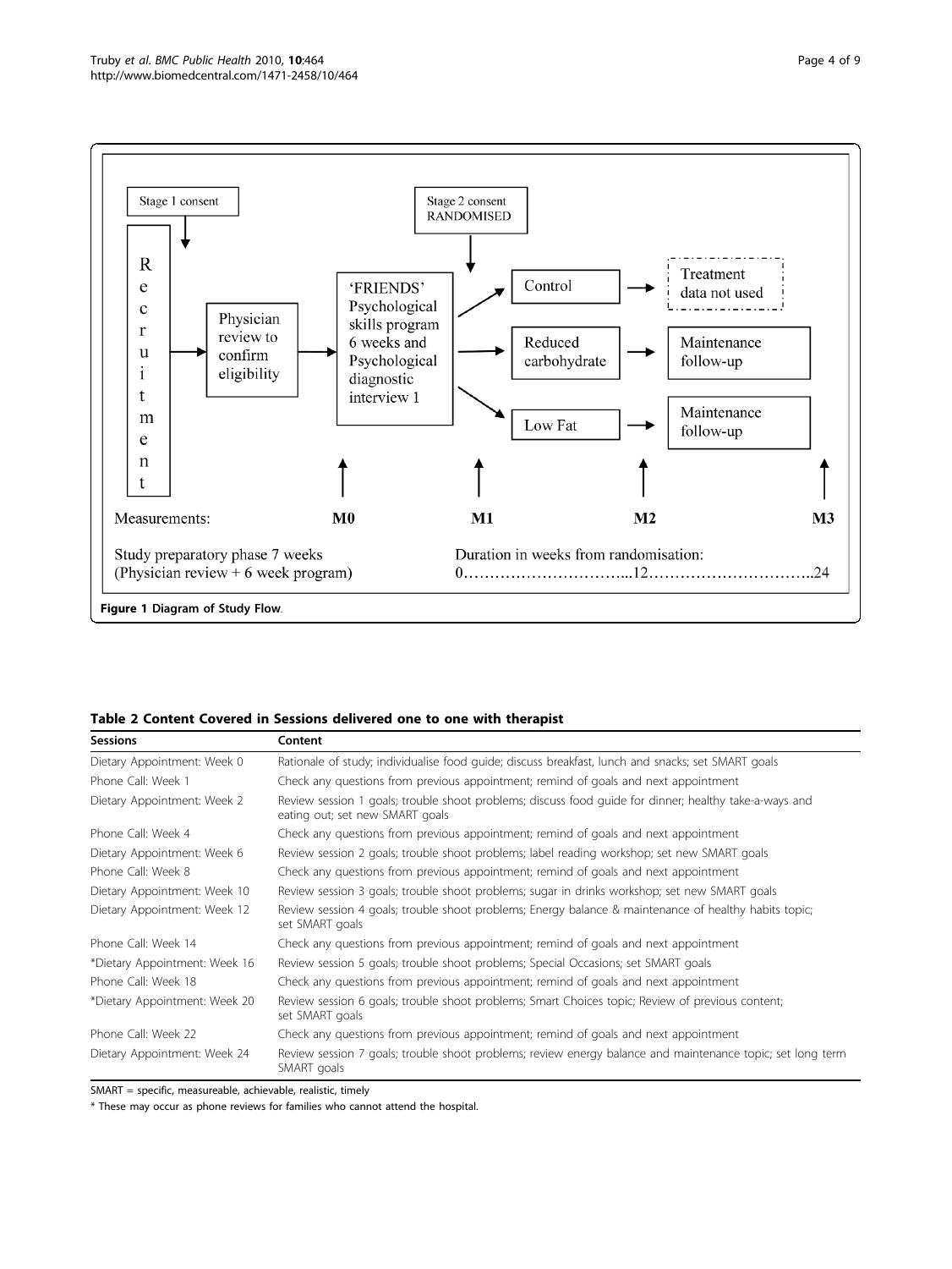**Figure 1 Diagram of Study Flow.**

**Table 2 Content Covered in Sessions delivered one to one with therapist**

| Sessions | Content |
| --- | --- |
| Dietary Appointment: Week 0 | Rationale of study; individualise food guide; discuss breakfast, lunch and snacks; set SMART goals |
| Phone Call: Week 1 | Check any questions from previous appointment; remind of goals and next appointment |
| Dietary Appointment: Week 2 | Review session 1 goals; trouble shoot problems; discuss food guide for dinner; healthy take-a-ways and eating out; set new SMART goals |
| Phone Call: Week 4 | Check any questions from previous appointment; remind of goals and next appointment |
| Dietary Appointment: Week 6 | Review session 2 goals; trouble shoot problems; label reading workshop; set new SMART goals |
| Phone Call: Week 8 | Check any questions from previous appointment; remind of goals and next appointment |
| Dietary Appointment: Week 10 | Review session 3 goals; trouble shoot problems; sugar in drinks workshop; set new SMART goals |
| Dietary Appointment: Week 12 | Review session 4 goals; trouble shoot problems; Energy balance & maintenance of healthy habits topic; set SMART goals |
| Phone Call: Week 14 | Check any questions from previous appointment; remind of goals and next appointment |
| *Dietary Appointment: Week 16 | Review session 5 goals; trouble shoot problems; Special Occasions; set SMART goals |
| Phone Call: Week 18 | Check any questions from previous appointment; remind of goals and next appointment |
| *Dietary Appointment: Week 20 | Review session 6 goals; trouble shoot problems; Smart Choices topic; Review of previous content; set SMART goals |
| Phone Call: Week 22 | Check any questions from previous appointment; remind of goals and next appointment |
| Dietary Appointment: Week 24 | Review session 7 goals; trouble shoot problems; review energy balance and maintenance topic; set long term SMART goals |

SMART = specific, measureable, achievable, realistic, timely

* These may occur as phone reviews for families who cannot attend the hospital.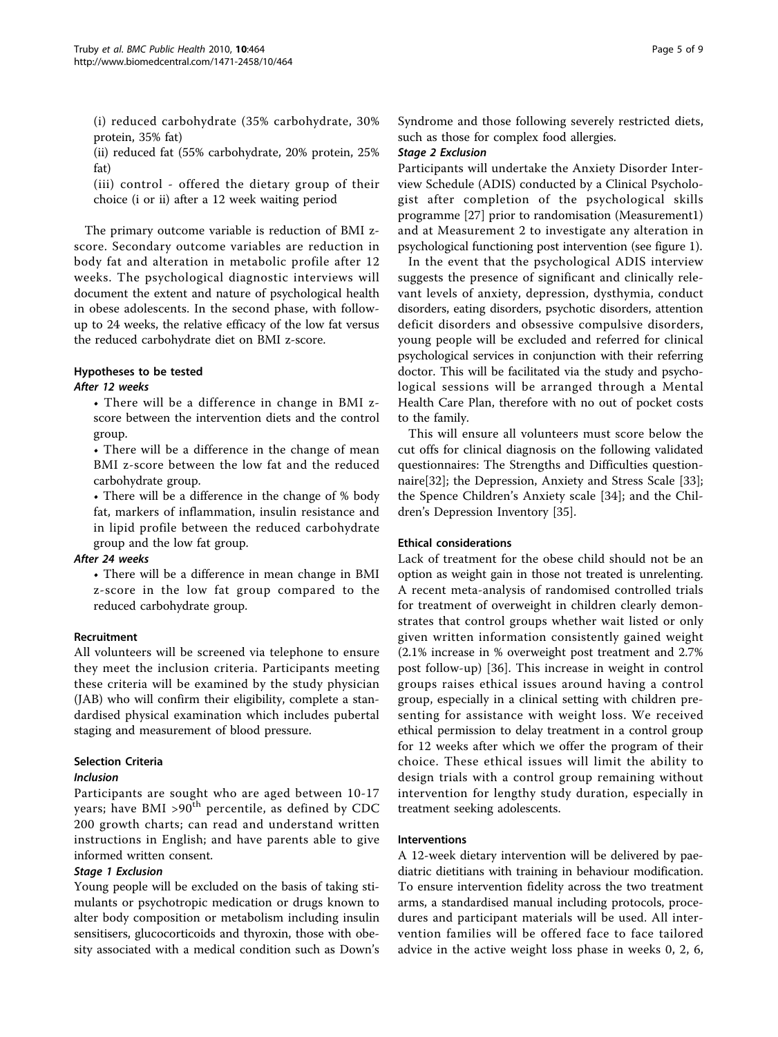(i) reduced carbohydrate (35% carbohydrate, 30% protein, 35% fat)

(ii) reduced fat (55% carbohydrate, 20% protein, 25% fat)

(iii) control - offered the dietary group of their choice (i or ii) after a 12 week waiting period

The primary outcome variable is reduction of BMI z-score. Secondary outcome variables are reduction in body fat and alteration in metabolic profile after 12 weeks. The psychological diagnostic interviews will document the extent and nature of psychological health in obese adolescents. In the second phase, with follow-up to 24 weeks, the relative efficacy of the low fat versus the reduced carbohydrate diet on BMI z-score.

### Hypotheses to be tested

#### *After 12 weeks*

- There will be a difference in change in BMI z-score between the intervention diets and the control group.
- There will be a difference in the change of mean BMI z-score between the low fat and the reduced carbohydrate group.
- There will be a difference in the change of % body fat, markers of inflammation, insulin resistance and in lipid profile between the reduced carbohydrate group and the low fat group.

#### *After 24 weeks*

- There will be a difference in mean change in BMI z-score in the low fat group compared to the reduced carbohydrate group.

### Recruitment

All volunteers will be screened via telephone to ensure they meet the inclusion criteria. Participants meeting these criteria will be examined by the study physician (JAB) who will confirm their eligibility, complete a standardised physical examination which includes pubertal staging and measurement of blood pressure.

### Selection Criteria

#### *Inclusion*

Participants are sought who are aged between 10-17 years; have BMI >90$^{th}$ percentile, as defined by CDC 200 growth charts; can read and understand written instructions in English; and have parents able to give informed written consent.

#### *Stage 1 Exclusion*

Young people will be excluded on the basis of taking stimulants or psychotropic medication or drugs known to alter body composition or metabolism including insulin sensitisers, glucocorticoids and thyroxin, those with obesity associated with a medical condition such as Down's Syndrome and those following severely restricted diets, such as those for complex food allergies.

#### *Stage 2 Exclusion*

Participants will undertake the Anxiety Disorder Interview Schedule (ADIS) conducted by a Clinical Psychologist after completion of the psychological skills programme [27] prior to randomisation (Measurement1) and at Measurement 2 to investigate any alteration in psychological functioning post intervention (see figure 1).

In the event that the psychological ADIS interview suggests the presence of significant and clinically relevant levels of anxiety, depression, dysthymia, conduct disorders, eating disorders, psychotic disorders, attention deficit disorders and obsessive compulsive disorders, young people will be excluded and referred for clinical psychological services in conjunction with their referring doctor. This will be facilitated via the study and psychological sessions will be arranged through a Mental Health Care Plan, therefore with no out of pocket costs to the family.

This will ensure all volunteers must score below the cut offs for clinical diagnosis on the following validated questionnaires: The Strengths and Difficulties questionnaire[32]; the Depression, Anxiety and Stress Scale [33]; the Spence Children's Anxiety scale [34]; and the Children's Depression Inventory [35].

### Ethical considerations

Lack of treatment for the obese child should not be an option as weight gain in those not treated is unrelenting. A recent meta-analysis of randomised controlled trials for treatment of overweight in children clearly demonstrates that control groups whether wait listed or only given written information consistently gained weight (2.1% increase in % overweight post treatment and 2.7% post follow-up) [36]. This increase in weight in control groups raises ethical issues around having a control group, especially in a clinical setting with children presenting for assistance with weight loss. We received ethical permission to delay treatment in a control group for 12 weeks after which we offer the program of their choice. These ethical issues will limit the ability to design trials with a control group remaining without intervention for lengthy study duration, especially in treatment seeking adolescents.

### Interventions

A 12-week dietary intervention will be delivered by paediatric dietitians with training in behaviour modification. To ensure intervention fidelity across the two treatment arms, a standardised manual including protocols, procedures and participant materials will be used. All intervention families will be offered face to face tailored advice in the active weight loss phase in weeks 0, 2, 6,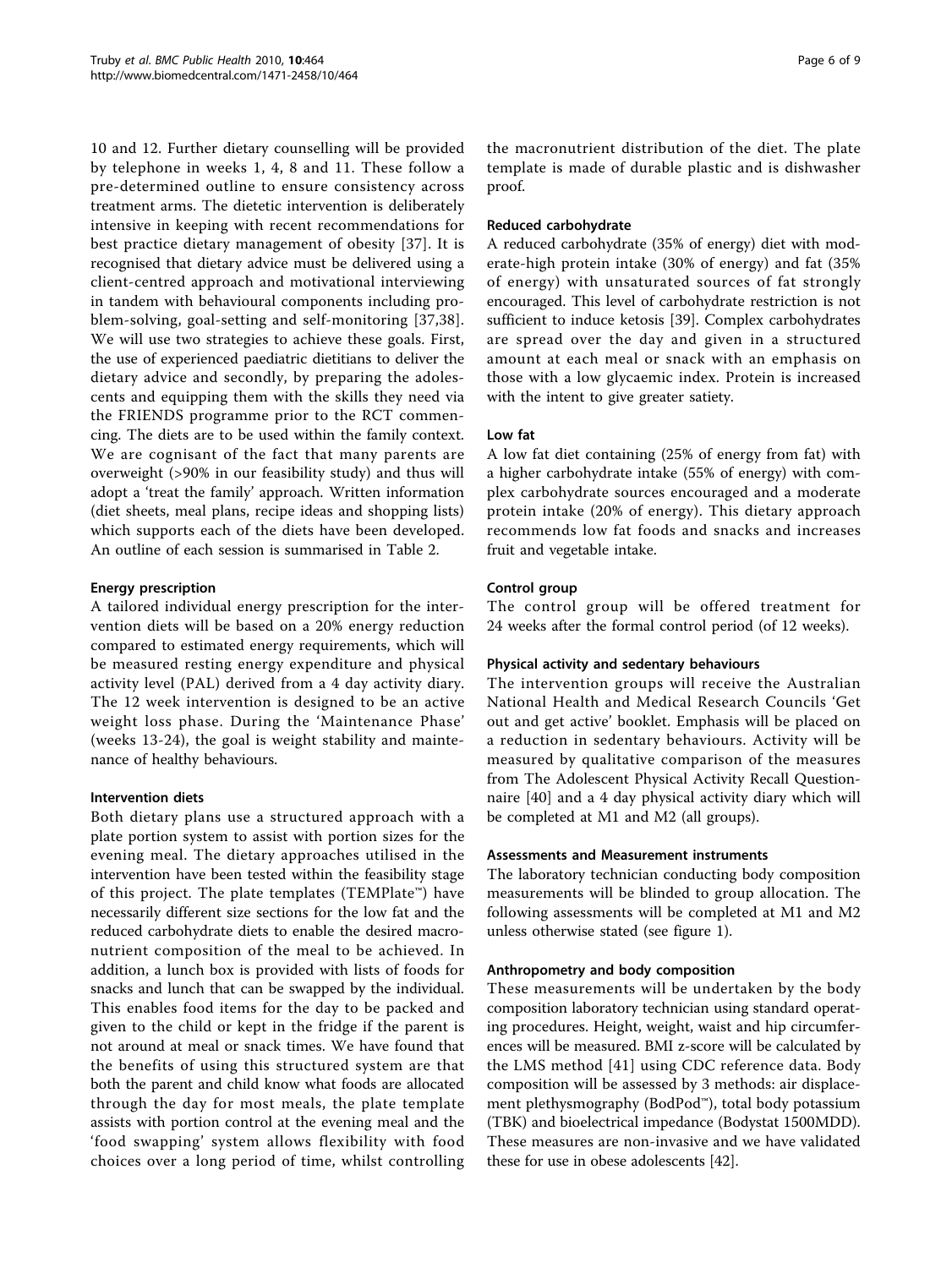10 and 12. Further dietary counselling will be provided by telephone in weeks 1, 4, 8 and 11. These follow a pre-determined outline to ensure consistency across treatment arms. The dietetic intervention is deliberately intensive in keeping with recent recommendations for best practice dietary management of obesity [37]. It is recognised that dietary advice must be delivered using a client-centred approach and motivational interviewing in tandem with behavioural components including problem-solving, goal-setting and self-monitoring [37,38]. We will use two strategies to achieve these goals. First, the use of experienced paediatric dietitians to deliver the dietary advice and secondly, by preparing the adolescents and equipping them with the skills they need via the FRIENDS programme prior to the RCT commencing. The diets are to be used within the family context. We are cognisant of the fact that many parents are overweight (>90% in our feasibility study) and thus will adopt a 'treat the family' approach. Written information (diet sheets, meal plans, recipe ideas and shopping lists) which supports each of the diets have been developed. An outline of each session is summarised in Table 2.

#### Energy prescription

A tailored individual energy prescription for the intervention diets will be based on a 20% energy reduction compared to estimated energy requirements, which will be measured resting energy expenditure and physical activity level (PAL) derived from a 4 day activity diary. The 12 week intervention is designed to be an active weight loss phase. During the 'Maintenance Phase' (weeks 13-24), the goal is weight stability and maintenance of healthy behaviours.

#### Intervention diets

Both dietary plans use a structured approach with a plate portion system to assist with portion sizes for the evening meal. The dietary approaches utilised in the intervention have been tested within the feasibility stage of this project. The plate templates (TEMPlate™) have necessarily different size sections for the low fat and the reduced carbohydrate diets to enable the desired macronutrient composition of the meal to be achieved. In addition, a lunch box is provided with lists of foods for snacks and lunch that can be swapped by the individual. This enables food items for the day to be packed and given to the child or kept in the fridge if the parent is not around at meal or snack times. We have found that the benefits of using this structured system are that both the parent and child know what foods are allocated through the day for most meals, the plate template assists with portion control at the evening meal and the 'food swapping' system allows flexibility with food choices over a long period of time, whilst controlling the macronutrient distribution of the diet. The plate template is made of durable plastic and is dishwasher proof.

#### Reduced carbohydrate

A reduced carbohydrate (35% of energy) diet with moderate-high protein intake (30% of energy) and fat (35% of energy) with unsaturated sources of fat strongly encouraged. This level of carbohydrate restriction is not sufficient to induce ketosis [39]. Complex carbohydrates are spread over the day and given in a structured amount at each meal or snack with an emphasis on those with a low glycaemic index. Protein is increased with the intent to give greater satiety.

#### Low fat

A low fat diet containing (25% of energy from fat) with a higher carbohydrate intake (55% of energy) with complex carbohydrate sources encouraged and a moderate protein intake (20% of energy). This dietary approach recommends low fat foods and snacks and increases fruit and vegetable intake.

#### Control group

The control group will be offered treatment for 24 weeks after the formal control period (of 12 weeks).

#### Physical activity and sedentary behaviours

The intervention groups will receive the Australian National Health and Medical Research Councils 'Get out and get active' booklet. Emphasis will be placed on a reduction in sedentary behaviours. Activity will be measured by qualitative comparison of the measures from The Adolescent Physical Activity Recall Questionnaire [40] and a 4 day physical activity diary which will be completed at M1 and M2 (all groups).

#### Assessments and Measurement instruments

The laboratory technician conducting body composition measurements will be blinded to group allocation. The following assessments will be completed at M1 and M2 unless otherwise stated (see figure 1).

#### Anthropometry and body composition

These measurements will be undertaken by the body composition laboratory technician using standard operating procedures. Height, weight, waist and hip circumferences will be measured. BMI z-score will be calculated by the LMS method [41] using CDC reference data. Body composition will be assessed by 3 methods: air displacement plethysmography (BodPod™), total body potassium (TBK) and bioelectrical impedance (Bodystat 1500MDD). These measures are non-invasive and we have validated these for use in obese adolescents [42].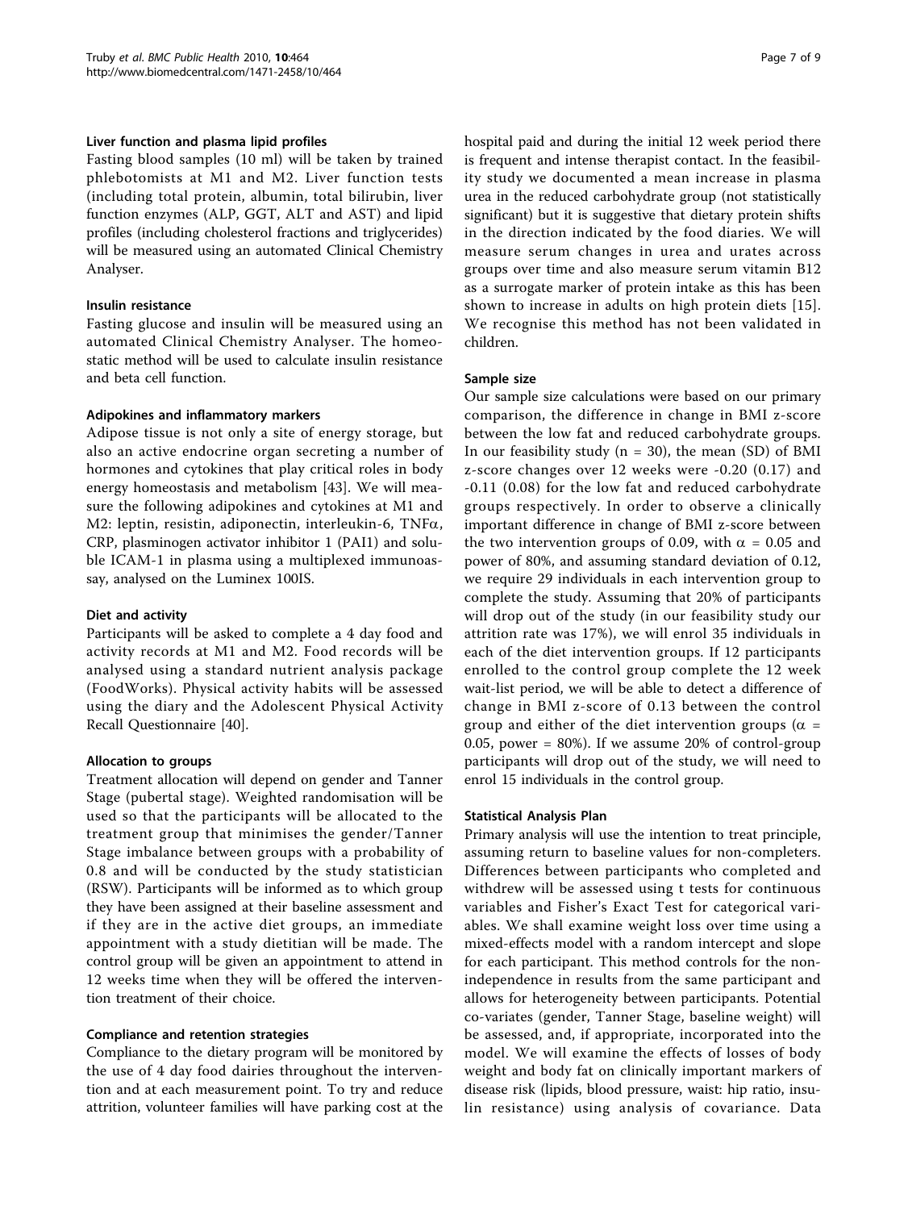#### Liver function and plasma lipid profiles

Fasting blood samples (10 ml) will be taken by trained phlebotomists at M1 and M2. Liver function tests (including total protein, albumin, total bilirubin, liver function enzymes (ALP, GGT, ALT and AST) and lipid profiles (including cholesterol fractions and triglycerides) will be measured using an automated Clinical Chemistry Analyser.

#### Insulin resistance

Fasting glucose and insulin will be measured using an automated Clinical Chemistry Analyser. The homeostatic method will be used to calculate insulin resistance and beta cell function.

#### Adipokines and inflammatory markers

Adipose tissue is not only a site of energy storage, but also an active endocrine organ secreting a number of hormones and cytokines that play critical roles in body energy homeostasis and metabolism [43]. We will measure the following adipokines and cytokines at M1 and M2: leptin, resistin, adiponectin, interleukin-6, TNF$\alpha$, CRP, plasminogen activator inhibitor 1 (PAI1) and soluble ICAM-1 in plasma using a multiplexed immunoassay, analysed on the Luminex 100IS.

#### Diet and activity

Participants will be asked to complete a 4 day food and activity records at M1 and M2. Food records will be analysed using a standard nutrient analysis package (FoodWorks). Physical activity habits will be assessed using the diary and the Adolescent Physical Activity Recall Questionnaire [40].

#### Allocation to groups

Treatment allocation will depend on gender and Tanner Stage (pubertal stage). Weighted randomisation will be used so that the participants will be allocated to the treatment group that minimises the gender/Tanner Stage imbalance between groups with a probability of 0.8 and will be conducted by the study statistician (RSW). Participants will be informed as to which group they have been assigned at their baseline assessment and if they are in the active diet groups, an immediate appointment with a study dietitian will be made. The control group will be given an appointment to attend in 12 weeks time when they will be offered the intervention treatment of their choice.

#### Compliance and retention strategies

Compliance to the dietary program will be monitored by the use of 4 day food dairies throughout the intervention and at each measurement point. To try and reduce attrition, volunteer families will have parking cost at the hospital paid and during the initial 12 week period there is frequent and intense therapist contact. In the feasibility study we documented a mean increase in plasma urea in the reduced carbohydrate group (not statistically significant) but it is suggestive that dietary protein shifts in the direction indicated by the food diaries. We will measure serum changes in urea and urates across groups over time and also measure serum vitamin B12 as a surrogate marker of protein intake as this has been shown to increase in adults on high protein diets [15]. We recognise this method has not been validated in children.

#### Sample size

Our sample size calculations were based on our primary comparison, the difference in change in BMI z-score between the low fat and reduced carbohydrate groups. In our feasibility study (n = 30), the mean (SD) of BMI z-score changes over 12 weeks were -0.20 (0.17) and -0.11 (0.08) for the low fat and reduced carbohydrate groups respectively. In order to observe a clinically important difference in change of BMI z-score between the two intervention groups of 0.09, with $\alpha = 0.05$ and power of 80%, and assuming standard deviation of 0.12, we require 29 individuals in each intervention group to complete the study. Assuming that 20% of participants will drop out of the study (in our feasibility study our attrition rate was 17%), we will enrol 35 individuals in each of the diet intervention groups. If 12 participants enrolled to the control group complete the 12 week wait-list period, we will be able to detect a difference of change in BMI z-score of 0.13 between the control group and either of the diet intervention groups ($\alpha = 0.05$, power = 80%). If we assume 20% of control-group participants will drop out of the study, we will need to enrol 15 individuals in the control group.

#### Statistical Analysis Plan

Primary analysis will use the intention to treat principle, assuming return to baseline values for non-completers. Differences between participants who completed and withdrew will be assessed using t tests for continuous variables and Fisher's Exact Test for categorical variables. We shall examine weight loss over time using a mixed-effects model with a random intercept and slope for each participant. This method controls for the non-independence in results from the same participant and allows for heterogeneity between participants. Potential co-variates (gender, Tanner Stage, baseline weight) will be assessed, and, if appropriate, incorporated into the model. We will examine the effects of losses of body weight and body fat on clinically important markers of disease risk (lipids, blood pressure, waist: hip ratio, insulin resistance) using analysis of covariance. Data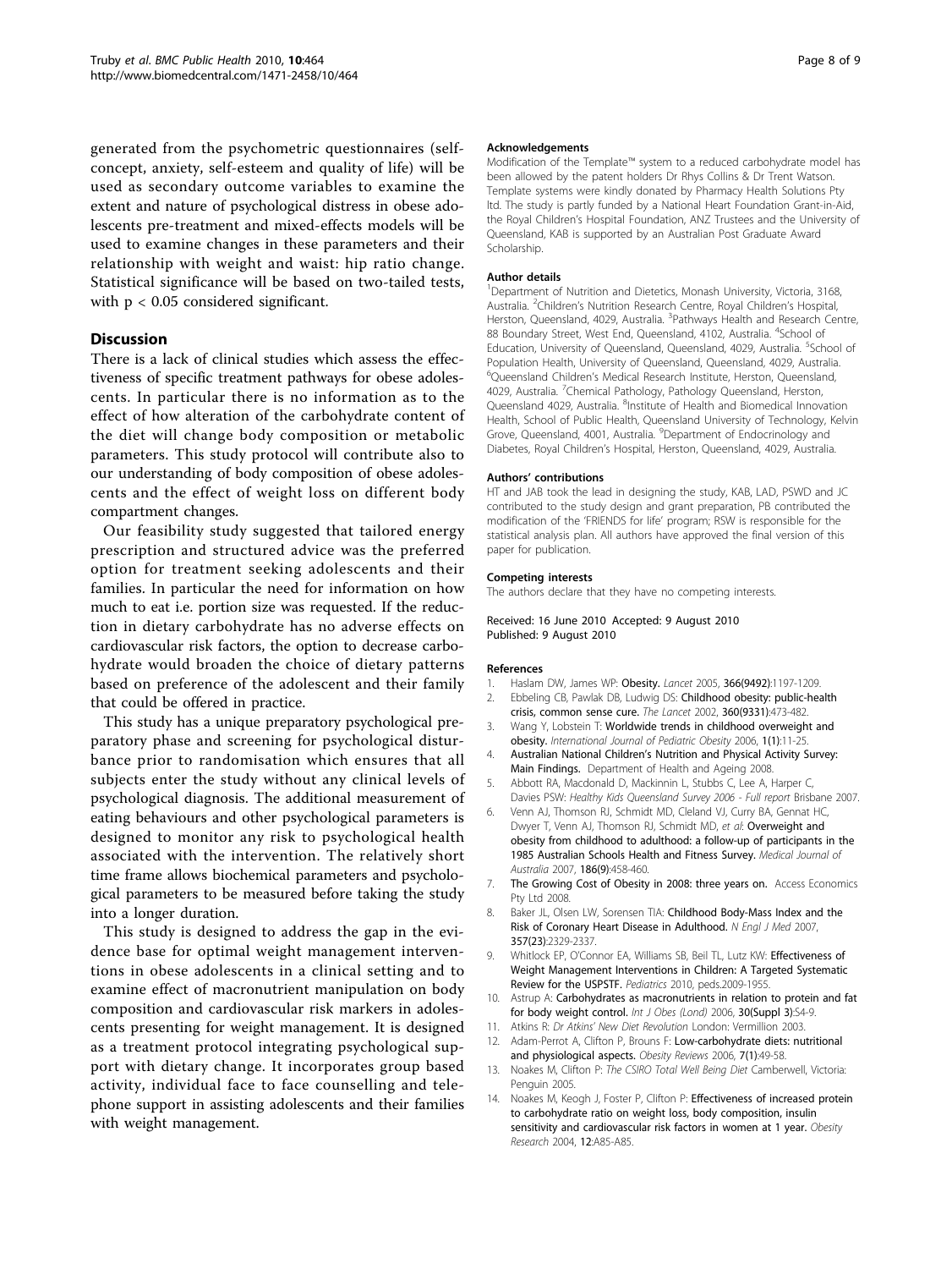generated from the psychometric questionnaires (self-concept, anxiety, self-esteem and quality of life) will be used as secondary outcome variables to examine the extent and nature of psychological distress in obese adolescents pre-treatment and mixed-effects models will be used to examine changes in these parameters and their relationship with weight and waist: hip ratio change. Statistical significance will be based on two-tailed tests, with $p < 0.05$ considered significant.

## Discussion

There is a lack of clinical studies which assess the effectiveness of specific treatment pathways for obese adolescents. In particular there is no information as to the effect of how alteration of the carbohydrate content of the diet will change body composition or metabolic parameters. This study protocol will contribute also to our understanding of body composition of obese adolescents and the effect of weight loss on different body compartment changes.

Our feasibility study suggested that tailored energy prescription and structured advice was the preferred option for treatment seeking adolescents and their families. In particular the need for information on how much to eat i.e. portion size was requested. If the reduction in dietary carbohydrate has no adverse effects on cardiovascular risk factors, the option to decrease carbohydrate would broaden the choice of dietary patterns based on preference of the adolescent and their family that could be offered in practice.

This study has a unique preparatory psychological preparatory phase and screening for psychological disturbance prior to randomisation which ensures that all subjects enter the study without any clinical levels of psychological diagnosis. The additional measurement of eating behaviours and other psychological parameters is designed to monitor any risk to psychological health associated with the intervention. The relatively short time frame allows biochemical parameters and psychological parameters to be measured before taking the study into a longer duration.

This study is designed to address the gap in the evidence base for optimal weight management interventions in obese adolescents in a clinical setting and to examine effect of macronutrient manipulation on body composition and cardiovascular risk markers in adolescents presenting for weight management. It is designed as a treatment protocol integrating psychological support with dietary change. It incorporates group based activity, individual face to face counselling and telephone support in assisting adolescents and their families with weight management.

#### Acknowledgements

Modification of the Template™ system to a reduced carbohydrate model has been allowed by the patent holders Dr Rhys Collins & Dr Trent Watson. Template systems were kindly donated by Pharmacy Health Solutions Pty ltd. The study is partly funded by a National Heart Foundation Grant-in-Aid, the Royal Children's Hospital Foundation, ANZ Trustees and the University of Queensland, KAB is supported by an Australian Post Graduate Award Scholarship.

#### Author details

[1]Department of Nutrition and Dietetics, Monash University, Victoria, 3168, Australia. [2]Children's Nutrition Research Centre, Royal Children's Hospital, Herston, Queensland, 4029, Australia. [3]Pathways Health and Research Centre, 88 Boundary Street, West End, Queensland, 4102, Australia. [4]School of Education, University of Queensland, Queensland, 4029, Australia. [5]School of Population Health, University of Queensland, Queensland, 4029, Australia. [6]Queensland Children's Medical Research Institute, Herston, Queensland, 4029, Australia. [7]Chemical Pathology, Pathology Queensland, Herston, Queensland 4029, Australia. [8]Institute of Health and Biomedical Innovation Health, School of Public Health, Queensland University of Technology, Kelvin Grove, Queensland, 4001, Australia. [9]Department of Endocrinology and Diabetes, Royal Children's Hospital, Herston, Queensland, 4029, Australia.

#### Authors' contributions

HT and JAB took the lead in designing the study, KAB, LAD, PSWD and JC contributed to the study design and grant preparation, PB contributed the modification of the 'FRIENDS for life' program; RSW is responsible for the statistical analysis plan. All authors have approved the final version of this paper for publication.

#### Competing interests

The authors declare that they have no competing interests.

Received: 16 June 2010 Accepted: 9 August 2010
Published: 9 August 2010

#### References

1. Haslam DW, James WP: **Obesity.** *Lancet* 2005, **366(9492)**:1197-1209.
2. Ebbeling CB, Pawlak DB, Ludwig DS: **Childhood obesity: public-health crisis, common sense cure.** *The Lancet* 2002, **360(9331)**:473-482.
3. Wang Y, Lobstein T: **Worldwide trends in childhood overweight and obesity.** *International Journal of Pediatric Obesity* 2006, **1(1)**:11-25.
4. **Australian National Children's Nutrition and Physical Activity Survey: Main Findings.** Department of Health and Ageing 2008.
5. Abbott RA, Macdonald D, Mackinnin L, Stubbs C, Lee A, Harper C, Davies PSW: *Healthy Kids Queensland Survey 2006 - Full report* Brisbane 2007.
6. Venn AJ, Thomson RJ, Schmidt MD, Cleland VJ, Curry BA, Gennat HC, Dwyer T, Venn AJ, Thomson RJ, Schmidt MD, *et al*: **Overweight and obesity from childhood to adulthood: a follow-up of participants in the 1985 Australian Schools Health and Fitness Survey.** *Medical Journal of Australia* 2007, **186(9)**:458-460.
7. **The Growing Cost of Obesity in 2008: three years on.** Access Economics Pty Ltd 2008.
8. Baker JL, Olsen LW, Sorensen TIA: **Childhood Body-Mass Index and the Risk of Coronary Heart Disease in Adulthood.** *N Engl J Med* 2007, **357(23)**:2329-2337.
9. Whitlock EP, O'Connor EA, Williams SB, Beil TL, Lutz KW: **Effectiveness of Weight Management Interventions in Children: A Targeted Systematic Review for the USPSTF.** *Pediatrics* 2010, peds.2009-1955.
10. Astrup A: **Carbohydrates as macronutrients in relation to protein and fat for body weight control.** *Int J Obes (Lond)* 2006, **30(Suppl 3)**:S4-9.
11. Atkins R: *Dr Atkins' New Diet Revolution* London: Vermillion 2003.
12. Adam-Perrot A, Clifton P, Brouns F: **Low-carbohydrate diets: nutritional and physiological aspects.** *Obesity Reviews* 2006, **7(1)**:49-58.
13. Noakes M, Clifton P: *The CSIRO Total Well Being Diet* Camberwell, Victoria: Penguin 2005.
14. Noakes M, Keogh J, Foster P, Clifton P: **Effectiveness of increased protein to carbohydrate ratio on weight loss, body composition, insulin sensitivity and cardiovascular risk factors in women at 1 year.** *Obesity Research* 2004, **12**:A85-A85.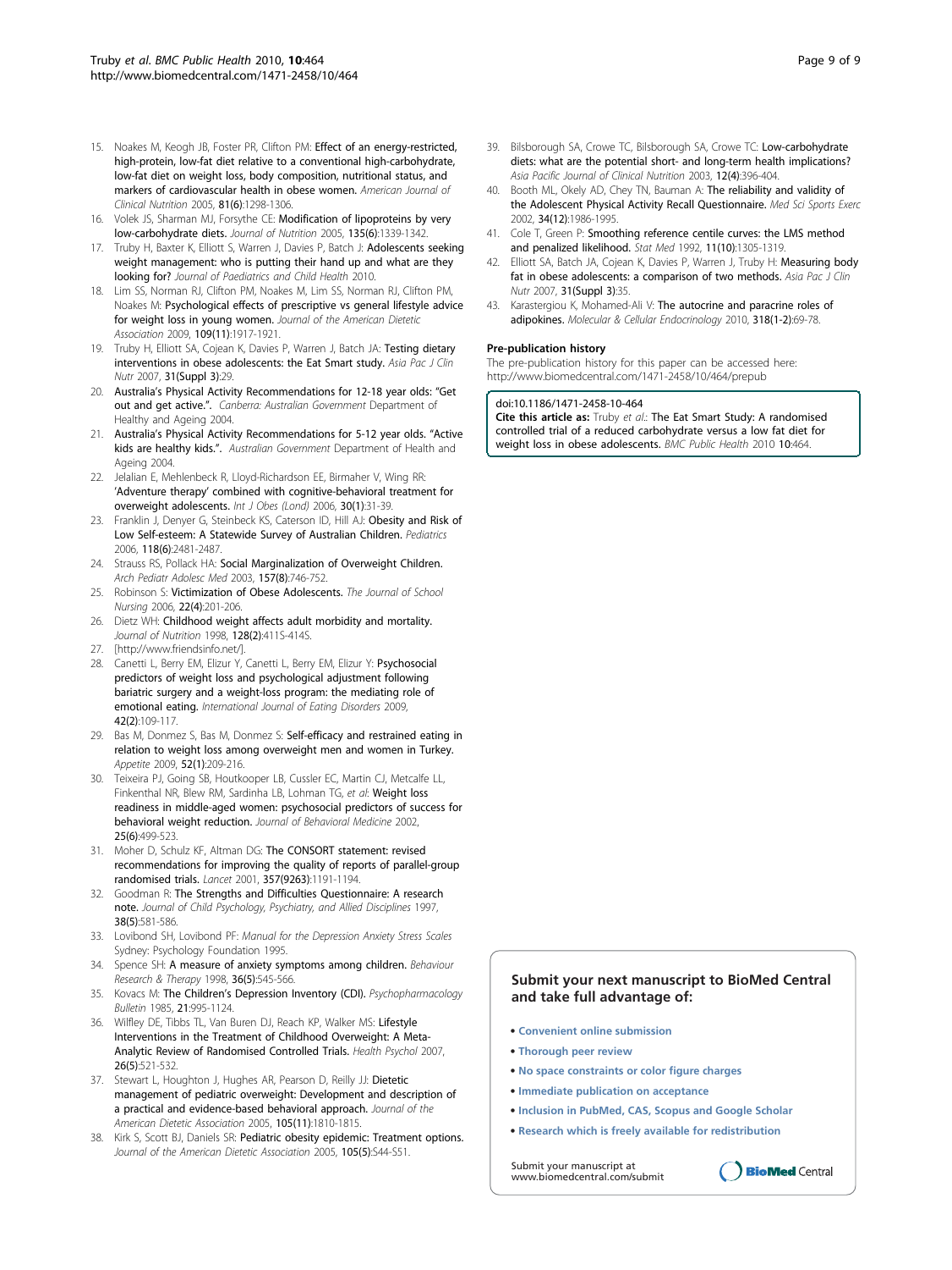15. Noakes M, Keogh JB, Foster PR, Clifton PM: **Effect of an energy-restricted, high-protein, low-fat diet relative to a conventional high-carbohydrate, low-fat diet on weight loss, body composition, nutritional status, and markers of cardiovascular health in obese women.** *American Journal of Clinical Nutrition* 2005, **81(6)**:1298-1306.
16. Volek JS, Sharman MJ, Forsythe CE: **Modification of lipoproteins by very low-carbohydrate diets.** *Journal of Nutrition* 2005, **135(6)**:1339-1342.
17. Truby H, Baxter K, Elliott S, Warren J, Davies P, Batch J: **Adolescents seeking weight management: who is putting their hand up and what are they looking for?** *Journal of Paediatrics and Child Health* 2010.
18. Lim SS, Norman RJ, Clifton PM, Noakes M, Lim SS, Norman RJ, Clifton PM, Noakes M: **Psychological effects of prescriptive vs general lifestyle advice for weight loss in young women.** *Journal of the American Dietetic Association* 2009, **109(11)**:1917-1921.
19. Truby H, Elliott SA, Cojean K, Davies P, Warren J, Batch JA: **Testing dietary interventions in obese adolescents: the Eat Smart study.** *Asia Pac J Clin Nutr* 2007, **31(Suppl 3)**:29.
20. Australia's Physical Activity Recommendations for 12-18 year olds: "Get out and get active.". *Canberra: Australian Government* Department of Healthy and Ageing 2004.
21. Australia's Physical Activity Recommendations for 5-12 year olds. "Active kids are healthy kids.". *Australian Government* Department of Health and Ageing 2004.
22. Jelalian E, Mehlenbeck R, Lloyd-Richardson EE, Birmaher V, Wing RR: **'Adventure therapy' combined with cognitive-behavioral treatment for overweight adolescents.** *Int J Obes (Lond)* 2006, **30(1)**:31-39.
23. Franklin J, Denyer G, Steinbeck KS, Caterson ID, Hill AJ: **Obesity and Risk of Low Self-esteem: A Statewide Survey of Australian Children.** *Pediatrics* 2006, **118(6)**:2481-2487.
24. Strauss RS, Pollack HA: **Social Marginalization of Overweight Children.** *Arch Pediatr Adolesc Med* 2003, **157(8)**:746-752.
25. Robinson S: **Victimization of Obese Adolescents.** *The Journal of School Nursing* 2006, **22(4)**:201-206.
26. Dietz WH: **Childhood weight affects adult morbidity and mortality.** *Journal of Nutrition* 1998, **128(2)**:411S-414S.
27. [http://www.friendsinfo.net/].
28. Canetti L, Berry EM, Elizur Y, Canetti L, Berry EM, Elizur Y: **Psychosocial predictors of weight loss and psychological adjustment following bariatric surgery and a weight-loss program: the mediating role of emotional eating.** *International Journal of Eating Disorders* 2009, **42(2)**:109-117.
29. Bas M, Donmez S, Bas M, Donmez S: **Self-efficacy and restrained eating in relation to weight loss among overweight men and women in Turkey.** *Appetite* 2009, **52(1)**:209-216.
30. Teixeira PJ, Going SB, Houtkooper LB, Cussler EC, Martin CJ, Metcalfe LL, Finkenthal NR, Blew RM, Sardinha LB, Lohman TG, *et al*: **Weight loss readiness in middle-aged women: psychosocial predictors of success for behavioral weight reduction.** *Journal of Behavioral Medicine* 2002, **25(6)**:499-523.
31. Moher D, Schulz KF, Altman DG: **The CONSORT statement: revised recommendations for improving the quality of reports of parallel-group randomised trials.** *Lancet* 2001, **357(9263)**:1191-1194.
32. Goodman R: **The Strengths and Difficulties Questionnaire: A research note.** *Journal of Child Psychology, Psychiatry, and Allied Disciplines* 1997, **38(5)**:581-586.
33. Lovibond SH, Lovibond PF: *Manual for the Depression Anxiety Stress Scales* Sydney: Psychology Foundation 1995.
34. Spence SH: **A measure of anxiety symptoms among children.** *Behaviour Research & Therapy* 1998, **36(5)**:545-566.
35. Kovacs M: **The Children's Depression Inventory (CDI).** *Psychopharmacology Bulletin* 1985, **21**:995-1124.
36. Wilfley DE, Tibbs TL, Van Buren DJ, Reach KP, Walker MS: **Lifestyle Interventions in the Treatment of Childhood Overweight: A Meta-Analytic Review of Randomised Controlled Trials.** *Health Psychol* 2007, **26(5)**:521-532.
37. Stewart L, Houghton J, Hughes AR, Pearson D, Reilly JJ: **Dietetic management of pediatric overweight: Development and description of a practical and evidence-based behavioral approach.** *Journal of the American Dietetic Association* 2005, **105(11)**:1810-1815.
38. Kirk S, Scott BJ, Daniels SR: **Pediatric obesity epidemic: Treatment options.** *Journal of the American Dietetic Association* 2005, **105(5)**:S44-S51.
39. Bilsborough SA, Crowe TC, Bilsborough SA, Crowe TC: **Low-carbohydrate diets: what are the potential short- and long-term health implications?** *Asia Pacific Journal of Clinical Nutrition* 2003, **12(4)**:396-404.
40. Booth ML, Okely AD, Chey TN, Bauman A: **The reliability and validity of the Adolescent Physical Activity Recall Questionnaire.** *Med Sci Sports Exerc* 2002, **34(12)**:1986-1995.
41. Cole T, Green P: **Smoothing reference centile curves: the LMS method and penalized likelihood.** *Stat Med* 1992, **11(10)**:1305-1319.
42. Elliott SA, Batch JA, Cojean K, Davies P, Warren J, Truby H: **Measuring body fat in obese adolescents: a comparison of two methods.** *Asia Pac J Clin Nutr* 2007, **31(Suppl 3)**:35.
43. Karastergiou K, Mohamed-Ali V: **The autocrine and paracrine roles of adipokines.** *Molecular & Cellular Endocrinology* 2010, **318(1-2)**:69-78.

### Pre-publication history

The pre-publication history for this paper can be accessed here:
http://www.biomedcentral.com/1471-2458/10/464/prepub

doi:10.1186/1471-2458-10-464
**Cite this article as:** Truby *et al.*: The Eat Smart Study: A randomised controlled trial of a reduced carbohydrate versus a low fat diet for weight loss in obese adolescents. *BMC Public Health* 2010 **10**:464.

**Submit your next manuscript to BioMed Central and take full advantage of:**

- **Convenient online submission**
- **Thorough peer review**
- **No space constraints or color figure charges**
- **Immediate publication on acceptance**
- **Inclusion in PubMed, CAS, Scopus and Google Scholar**
- **Research which is freely available for redistribution**

Submit your manuscript at
www.biomedcentral.com/submit

BioMed Central